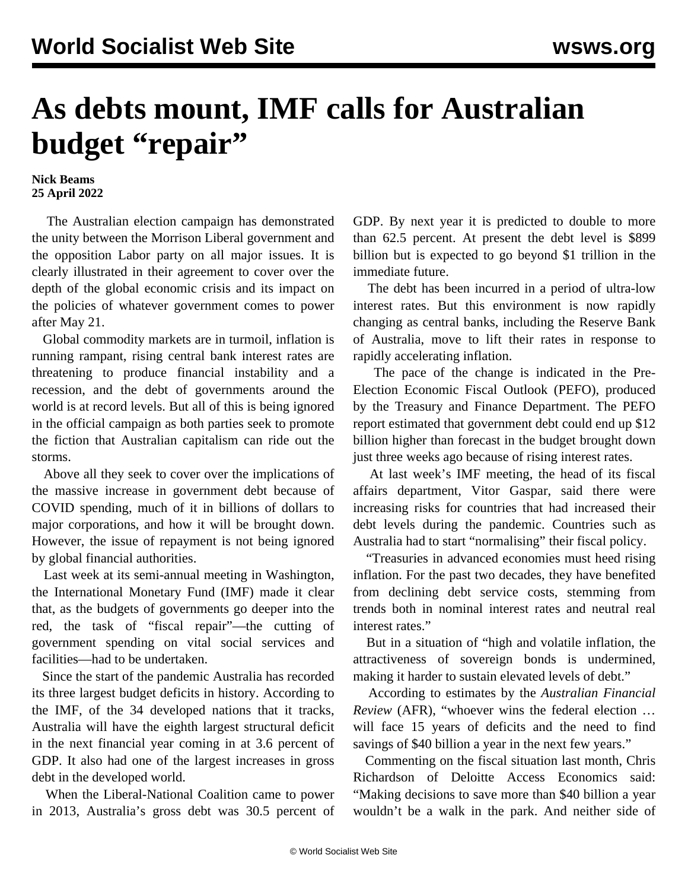# As debts mount, IMF calls for Australian budget "repair"

**Nick Beams**
**25 April 2022**

The Australian election campaign has demonstrated the unity between the Morrison Liberal government and the opposition Labor party on all major issues. It is clearly illustrated in their agreement to cover over the depth of the global economic crisis and its impact on the policies of whatever government comes to power after May 21.

Global commodity markets are in turmoil, inflation is running rampant, rising central bank interest rates are threatening to produce financial instability and a recession, and the debt of governments around the world is at record levels. But all of this is being ignored in the official campaign as both parties seek to promote the fiction that Australian capitalism can ride out the storms.

Above all they seek to cover over the implications of the massive increase in government debt because of COVID spending, much of it in billions of dollars to major corporations, and how it will be brought down. However, the issue of repayment is not being ignored by global financial authorities.

Last week at its semi-annual meeting in Washington, the International Monetary Fund (IMF) made it clear that, as the budgets of governments go deeper into the red, the task of "fiscal repair"—the cutting of government spending on vital social services and facilities—had to be undertaken.

Since the start of the pandemic Australia has recorded its three largest budget deficits in history. According to the IMF, of the 34 developed nations that it tracks, Australia will have the eighth largest structural deficit in the next financial year coming in at 3.6 percent of GDP. It also had one of the largest increases in gross debt in the developed world.

When the Liberal-National Coalition came to power in 2013, Australia's gross debt was 30.5 percent of GDP. By next year it is predicted to double to more than 62.5 percent. At present the debt level is $899 billion but is expected to go beyond $1 trillion in the immediate future.

The debt has been incurred in a period of ultra-low interest rates. But this environment is now rapidly changing as central banks, including the Reserve Bank of Australia, move to lift their rates in response to rapidly accelerating inflation.

The pace of the change is indicated in the Pre-Election Economic Fiscal Outlook (PEFO), produced by the Treasury and Finance Department. The PEFO report estimated that government debt could end up $12 billion higher than forecast in the budget brought down just three weeks ago because of rising interest rates.

At last week's IMF meeting, the head of its fiscal affairs department, Vitor Gaspar, said there were increasing risks for countries that had increased their debt levels during the pandemic. Countries such as Australia had to start "normalising" their fiscal policy.

"Treasuries in advanced economies must heed rising inflation. For the past two decades, they have benefited from declining debt service costs, stemming from trends both in nominal interest rates and neutral real interest rates."

But in a situation of "high and volatile inflation, the attractiveness of sovereign bonds is undermined, making it harder to sustain elevated levels of debt."

According to estimates by the *Australian Financial Review* (AFR), "whoever wins the federal election … will face 15 years of deficits and the need to find savings of $40 billion a year in the next few years."

Commenting on the fiscal situation last month, Chris Richardson of Deloitte Access Economics said: "Making decisions to save more than $40 billion a year wouldn't be a walk in the park. And neither side of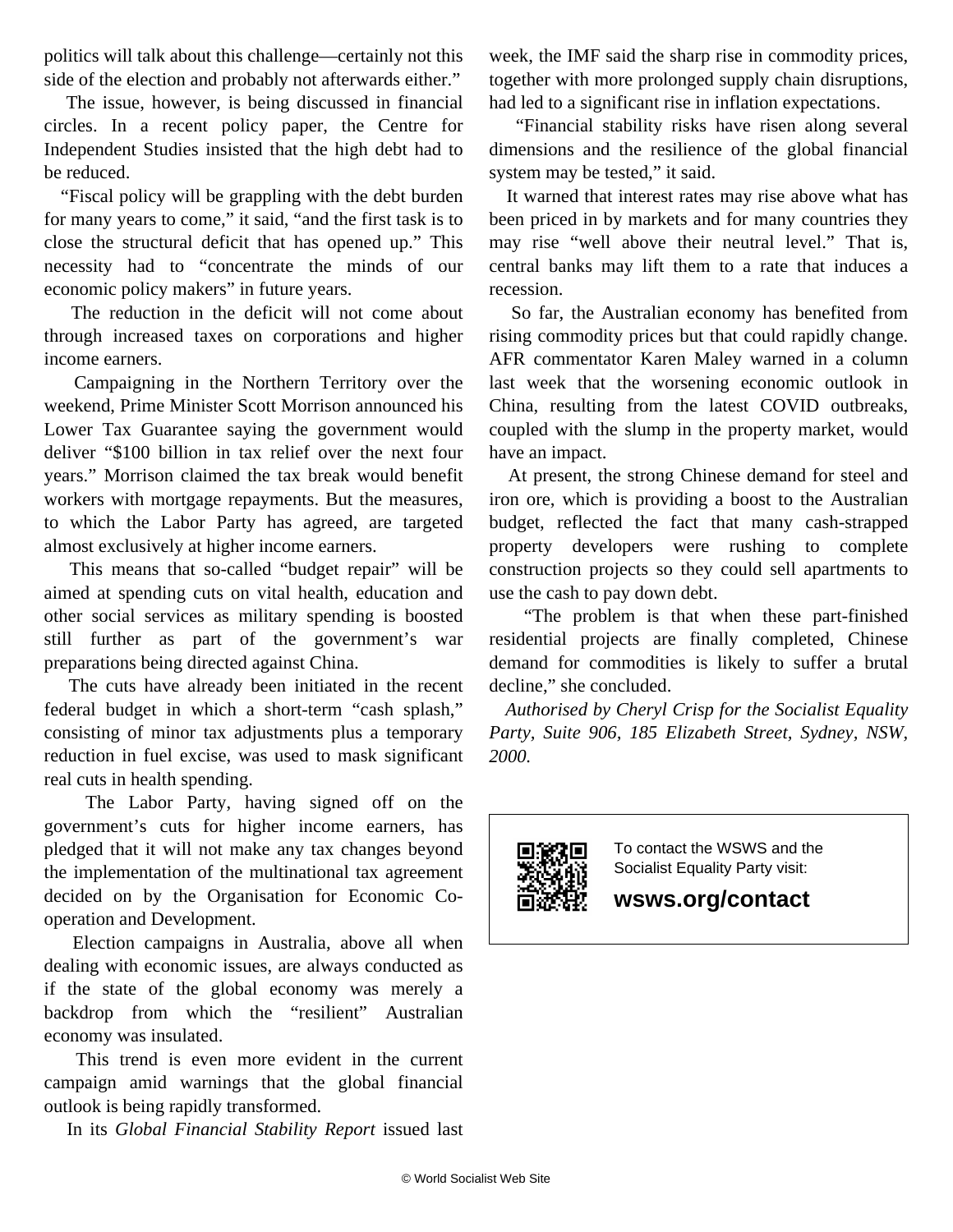politics will talk about this challenge—certainly not this side of the election and probably not afterwards either."

The issue, however, is being discussed in financial circles. In a recent policy paper, the Centre for Independent Studies insisted that the high debt had to be reduced.

"Fiscal policy will be grappling with the debt burden for many years to come," it said, "and the first task is to close the structural deficit that has opened up." This necessity had to "concentrate the minds of our economic policy makers" in future years.

The reduction in the deficit will not come about through increased taxes on corporations and higher income earners.

Campaigning in the Northern Territory over the weekend, Prime Minister Scott Morrison announced his Lower Tax Guarantee saying the government would deliver "$100 billion in tax relief over the next four years." Morrison claimed the tax break would benefit workers with mortgage repayments. But the measures, to which the Labor Party has agreed, are targeted almost exclusively at higher income earners.

This means that so-called "budget repair" will be aimed at spending cuts on vital health, education and other social services as military spending is boosted still further as part of the government's war preparations being directed against China.

The cuts have already been initiated in the recent federal budget in which a short-term "cash splash," consisting of minor tax adjustments plus a temporary reduction in fuel excise, was used to mask significant real cuts in health spending.

The Labor Party, having signed off on the government's cuts for higher income earners, has pledged that it will not make any tax changes beyond the implementation of the multinational tax agreement decided on by the Organisation for Economic Co-operation and Development.

Election campaigns in Australia, above all when dealing with economic issues, are always conducted as if the state of the global economy was merely a backdrop from which the "resilient" Australian economy was insulated.

This trend is even more evident in the current campaign amid warnings that the global financial outlook is being rapidly transformed.

In its *Global Financial Stability Report* issued last week, the IMF said the sharp rise in commodity prices, together with more prolonged supply chain disruptions, had led to a significant rise in inflation expectations.

"Financial stability risks have risen along several dimensions and the resilience of the global financial system may be tested," it said.

It warned that interest rates may rise above what has been priced in by markets and for many countries they may rise "well above their neutral level." That is, central banks may lift them to a rate that induces a recession.

So far, the Australian economy has benefited from rising commodity prices but that could rapidly change. AFR commentator Karen Maley warned in a column last week that the worsening economic outlook in China, resulting from the latest COVID outbreaks, coupled with the slump in the property market, would have an impact.

At present, the strong Chinese demand for steel and iron ore, which is providing a boost to the Australian budget, reflected the fact that many cash-strapped property developers were rushing to complete construction projects so they could sell apartments to use the cash to pay down debt.

"The problem is that when these part-finished residential projects are finally completed, Chinese demand for commodities is likely to suffer a brutal decline," she concluded.

*Authorised by Cheryl Crisp for the Socialist Equality Party, Suite 906, 185 Elizabeth Street, Sydney, NSW, 2000.*

To contact the WSWS and the Socialist Equality Party visit:

**wsws.org/contact**